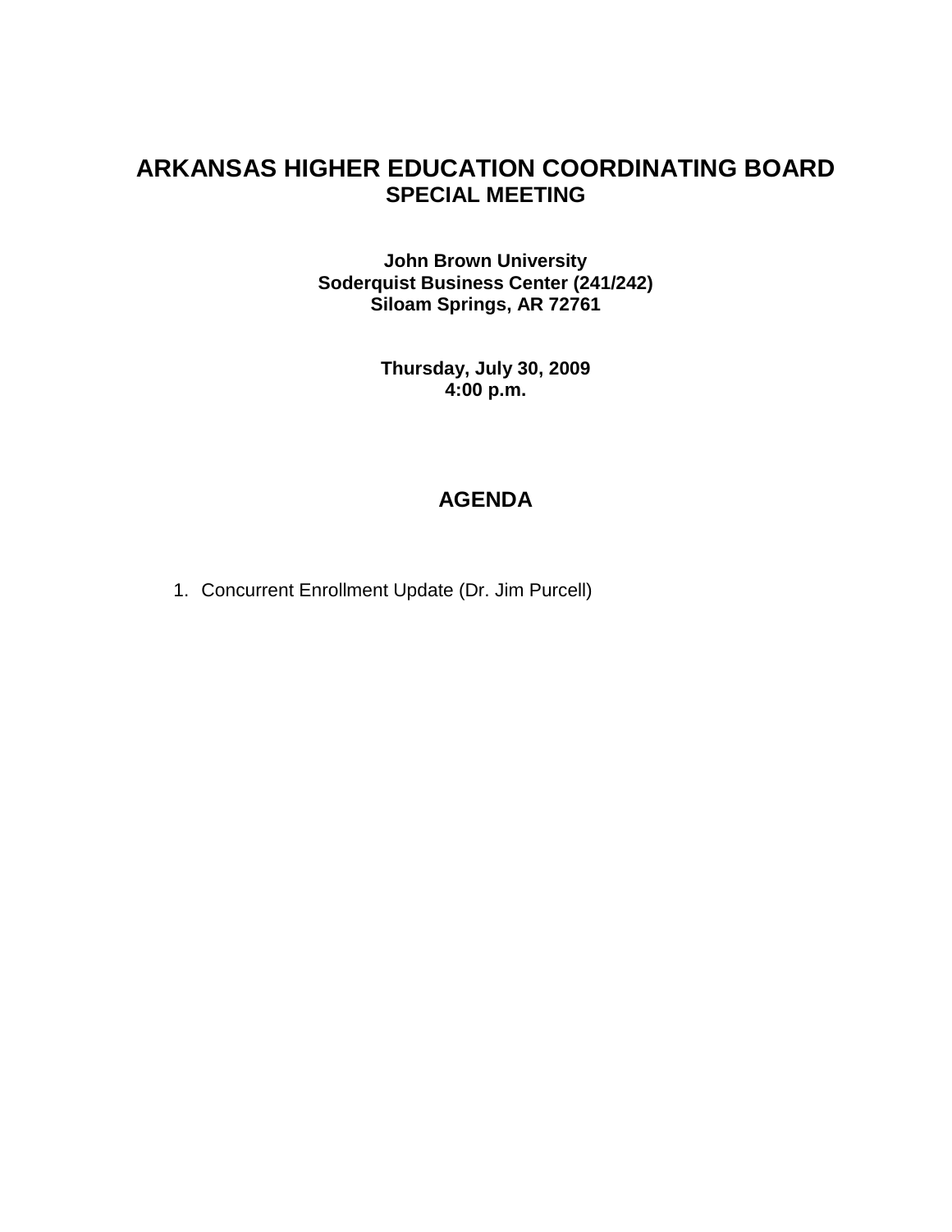# ARKANSAS HIGHER EDUCATION COORDINATING BOARD
## SPECIAL MEETING

**John Brown University**
**Soderquist Business Center (241/242)**
**Siloam Springs, AR 72761**

**Thursday, July 30, 2009**
**4:00 p.m.**

## AGENDA

1. Concurrent Enrollment Update (Dr. Jim Purcell)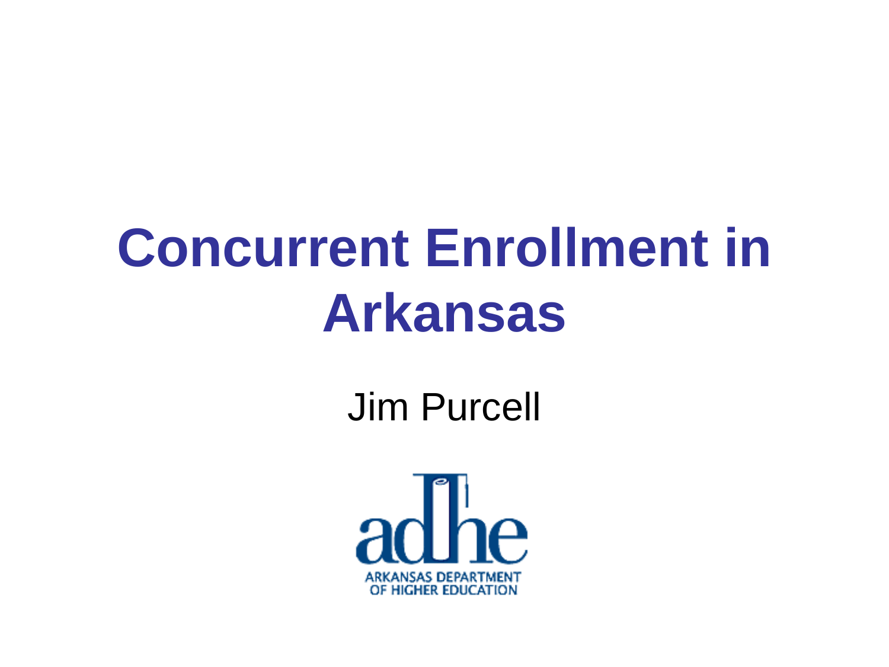# Concurrent Enrollment in Arkansas

Jim Purcell

ARKANSAS DEPARTMENT OF HIGHER EDUCATION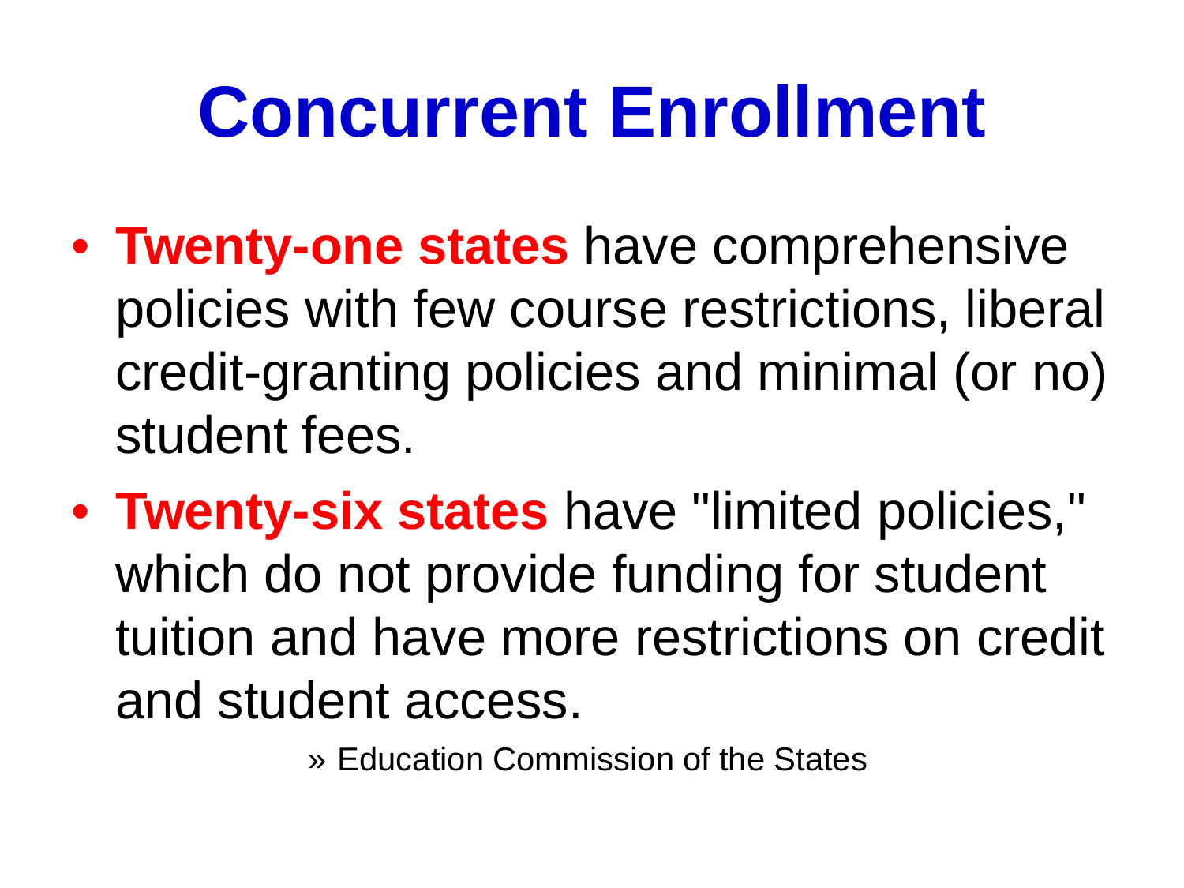# Concurrent Enrollment

- **Twenty-one states** have comprehensive policies with few course restrictions, liberal credit-granting policies and minimal (or no) student fees.
- **Twenty-six states** have "limited policies," which do not provide funding for student tuition and have more restrictions on credit and student access.

» Education Commission of the States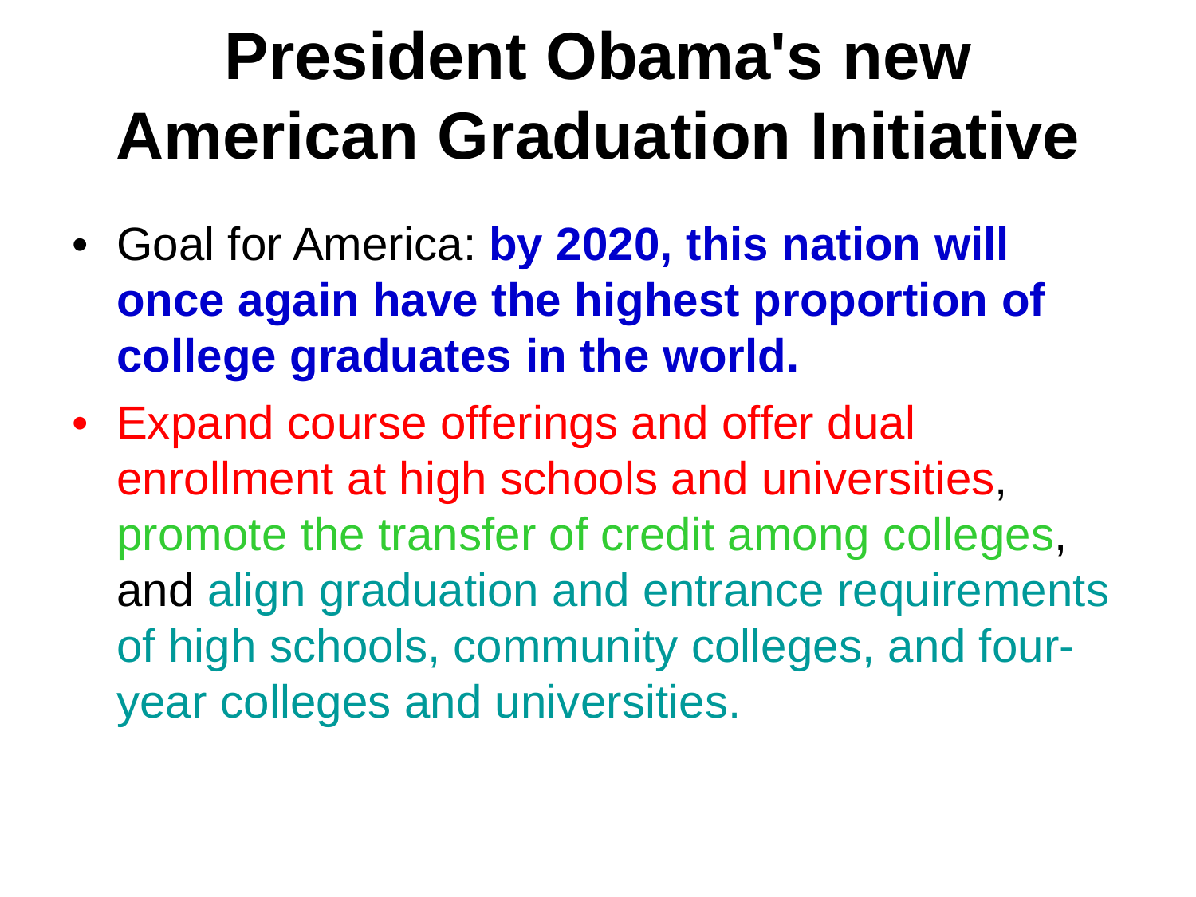# President Obama's new American Graduation Initiative

- Goal for America: **by 2020, this nation will once again have the highest proportion of college graduates in the world.**
- Expand course offerings and offer dual enrollment at high schools and universities, promote the transfer of credit among colleges, and align graduation and entrance requirements of high schools, community colleges, and four-year colleges and universities.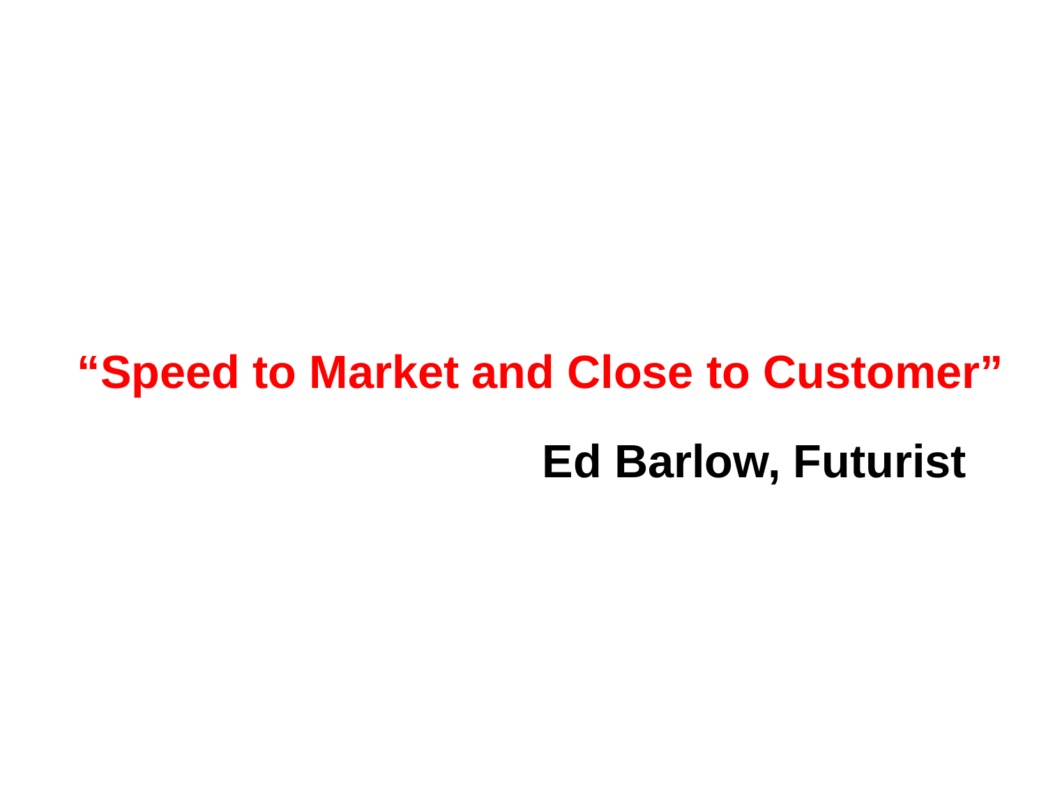**“Speed to Market and Close to Customer”**

**Ed Barlow, Futurist**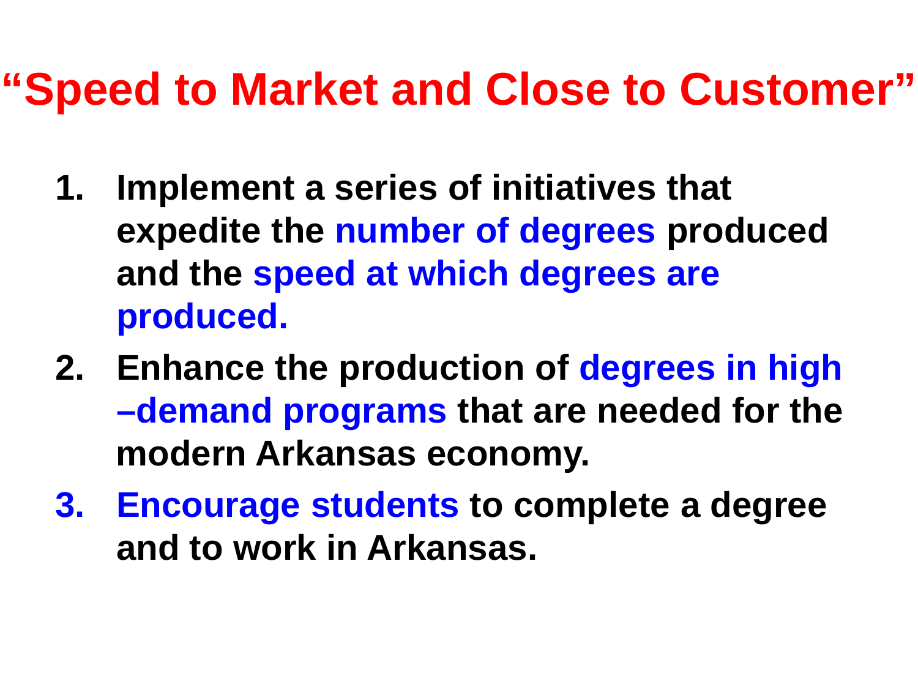# “Speed to Market and Close to Customer”

1. **Implement a series of initiatives that expedite the number of degrees produced and the speed at which degrees are produced.**
2. **Enhance the production of degrees in high –demand programs that are needed for the modern Arkansas economy.**
3. **Encourage students to complete a degree and to work in Arkansas.**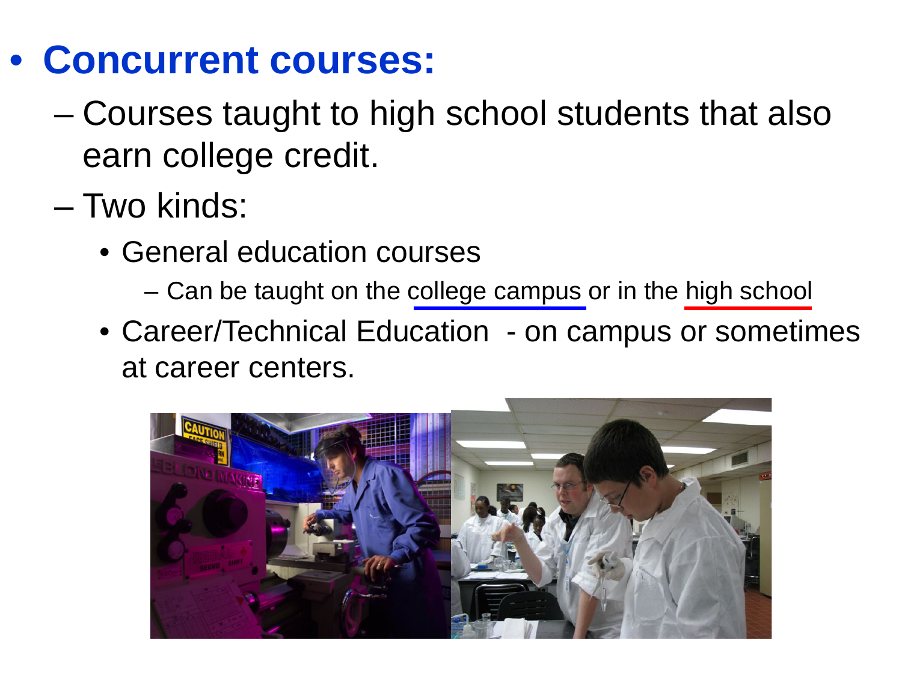- **Concurrent courses:**
  - Courses taught to high school students that also earn college credit.
  - Two kinds:
    - General education courses
      - Can be taught on the college campus or in the high school
    - Career/Technical Education - on campus or sometimes at career centers.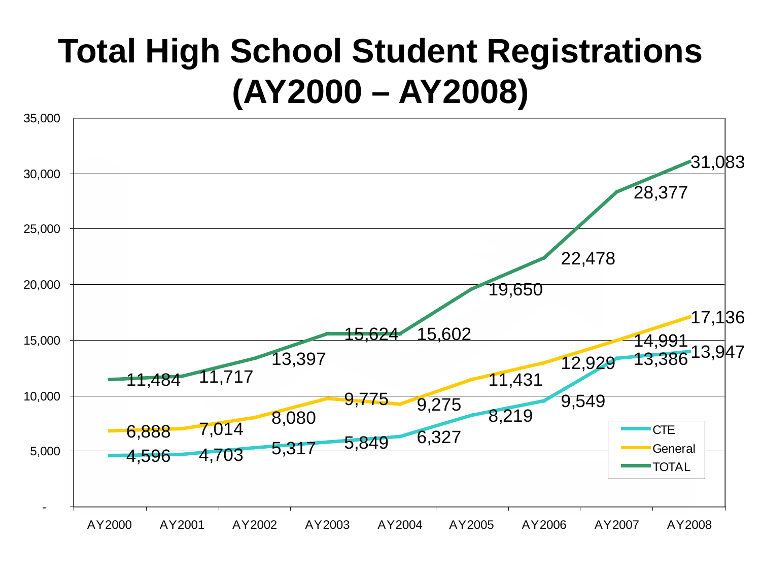# Total High School Student Registrations (AY2000 – AY2008)

| | AY2000 | AY2001 | AY2002 | AY2003 | AY2004 | AY2005 | AY2006 | AY2007 | AY2008 |
|---|---|---|---|---|---|---|---|---|---|
| CTE | 4,596 | 4,703 | 5,317 | 5,849 | 6,327 | 8,219 | 9,549 | 13,386 | 13,947 |
| General | 6,888 | 7,014 | 8,080 | 9,775 | 9,275 | 11,431 | 12,929 | 14,991 | 17,136 |
| TOTAL | 11,484 | 11,717 | 13,397 | 15,624 | 15,602 | 19,650 | 22,478 | 28,377 | 31,083 |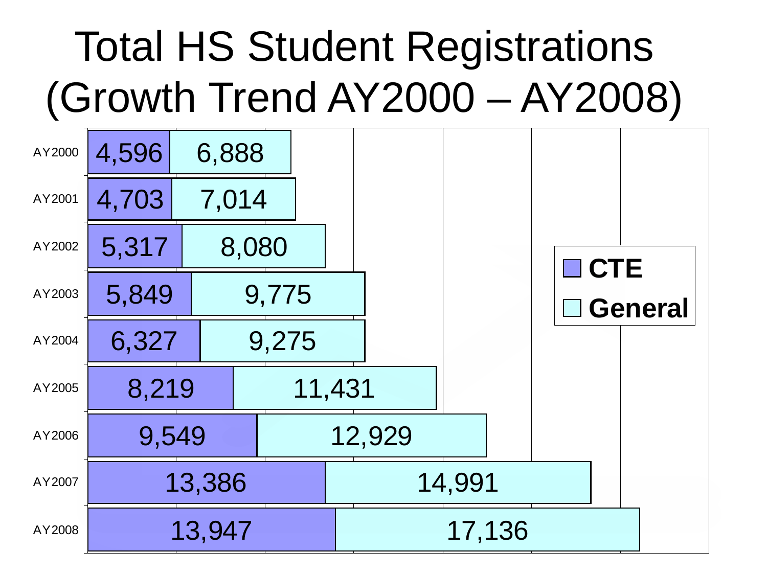# Total HS Student Registrations (Growth Trend AY2000 – AY2008)

| Year | CTE | General |
|---|---|---|
| AY2000 | 4,596 | 6,888 |
| AY2001 | 4,703 | 7,014 |
| AY2002 | 5,317 | 8,080 |
| AY2003 | 5,849 | 9,775 |
| AY2004 | 6,327 | 9,275 |
| AY2005 | 8,219 | 11,431 |
| AY2006 | 9,549 | 12,929 |
| AY2007 | 13,386 | 14,991 |
| AY2008 | 13,947 | 17,136 |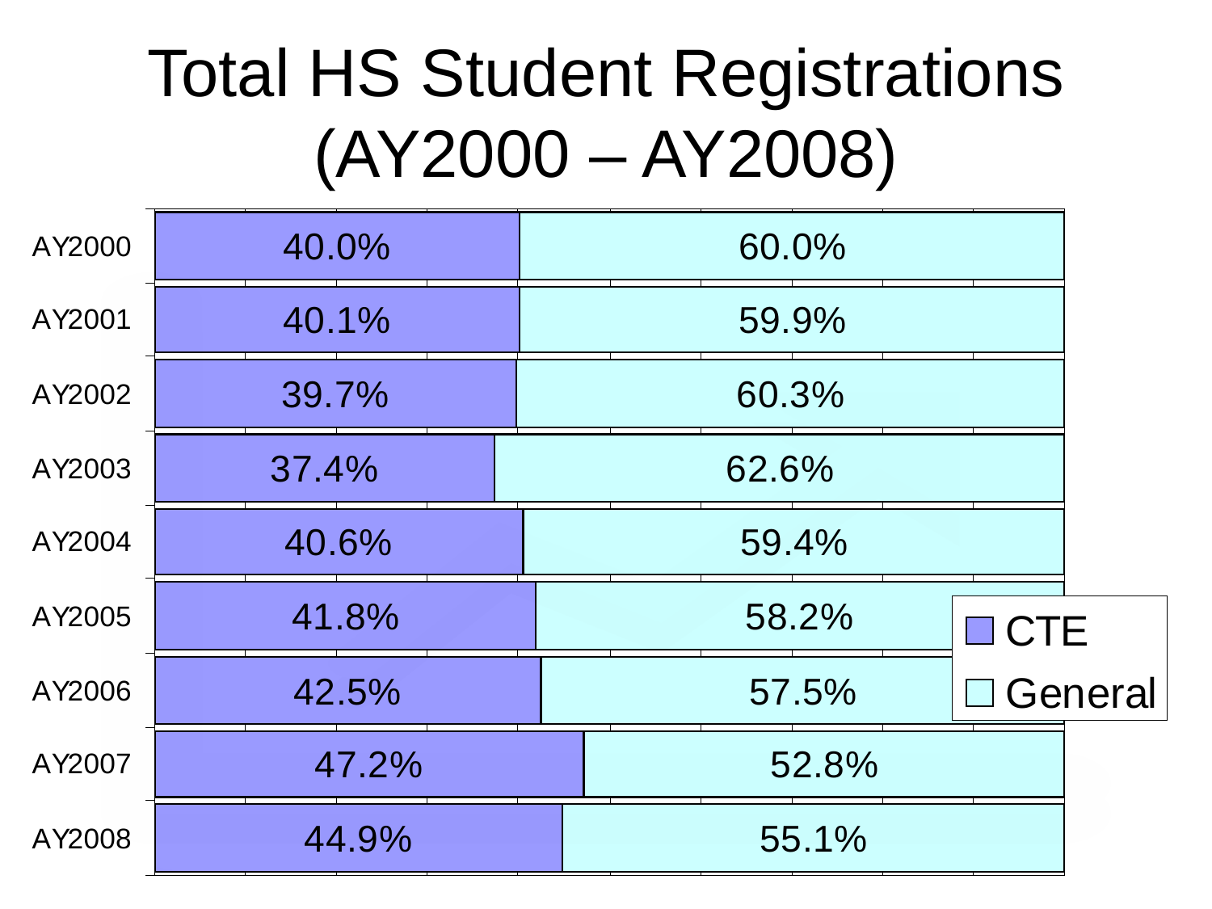# Total HS Student Registrations (AY2000 – AY2008)

| Year | CTE | General |
| --- | --- | --- |
| AY2000 | 40.0% | 60.0% |
| AY2001 | 40.1% | 59.9% |
| AY2002 | 39.7% | 60.3% |
| AY2003 | 37.4% | 62.6% |
| AY2004 | 40.6% | 59.4% |
| AY2005 | 41.8% | 58.2% |
| AY2006 | 42.5% | 57.5% |
| AY2007 | 47.2% | 52.8% |
| AY2008 | 44.9% | 55.1% |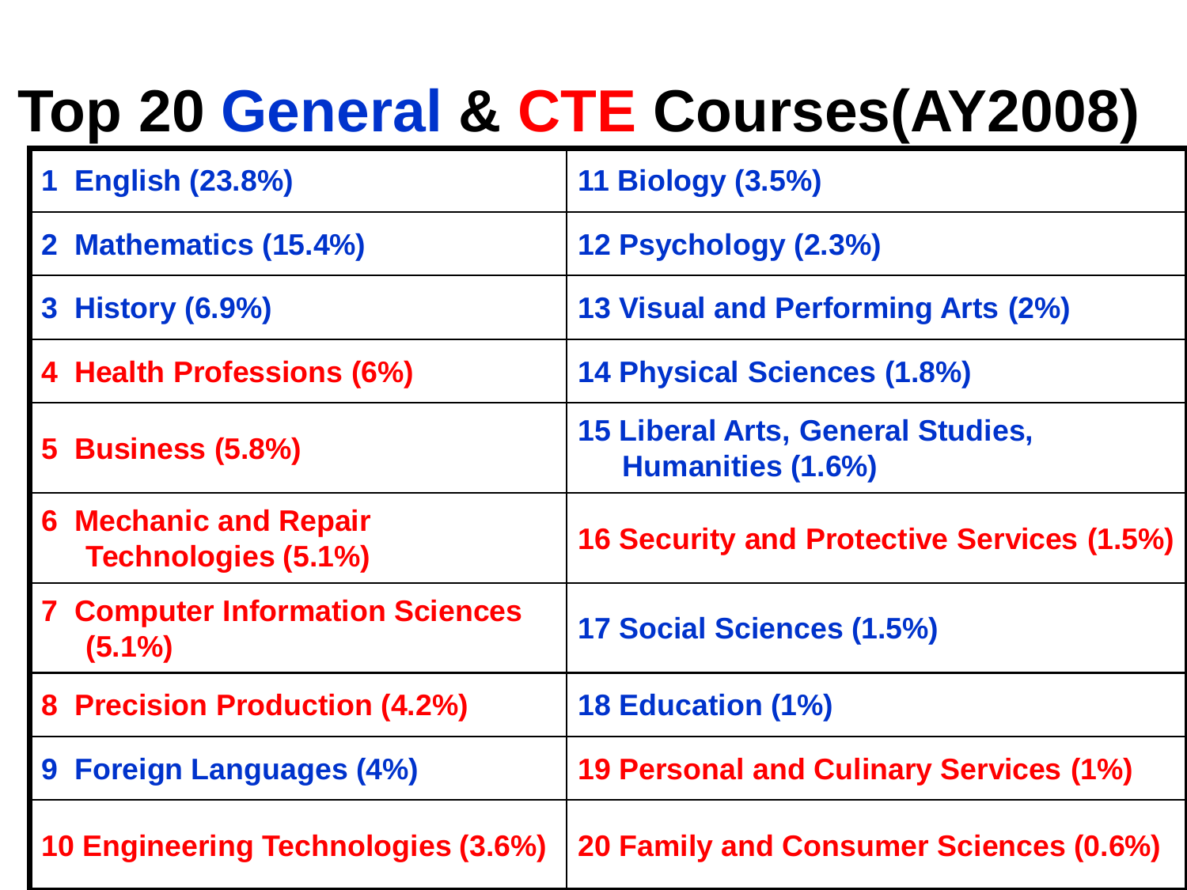# Top 20 General & CTE Courses(AY2008)

| | |
|---|---|
| 1 English (23.8%) | 11 Biology (3.5%) |
| 2 Mathematics (15.4%) | 12 Psychology (2.3%) |
| 3 History (6.9%) | 13 Visual and Performing Arts (2%) |
| 4 Health Professions (6%) | 14 Physical Sciences (1.8%) |
| 5 Business (5.8%) | 15 Liberal Arts, General Studies, Humanities (1.6%) |
| 6 Mechanic and Repair Technologies (5.1%) | 16 Security and Protective Services (1.5%) |
| 7 Computer Information Sciences (5.1%) | 17 Social Sciences (1.5%) |
| 8 Precision Production (4.2%) | 18 Education (1%) |
| 9 Foreign Languages (4%) | 19 Personal and Culinary Services (1%) |
| 10 Engineering Technologies (3.6%) | 20 Family and Consumer Sciences (0.6%) |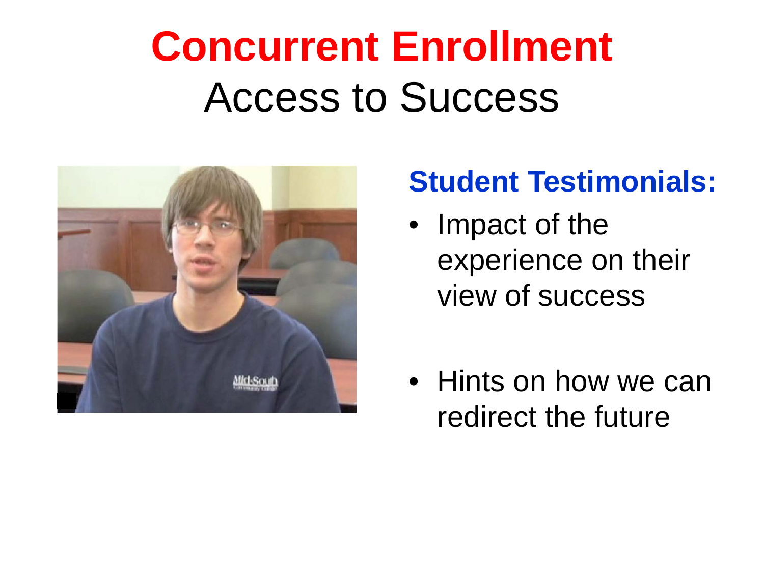# Concurrent Enrollment

## Access to Success

### Student Testimonials:

- Impact of the experience on their view of success
- Hints on how we can redirect the future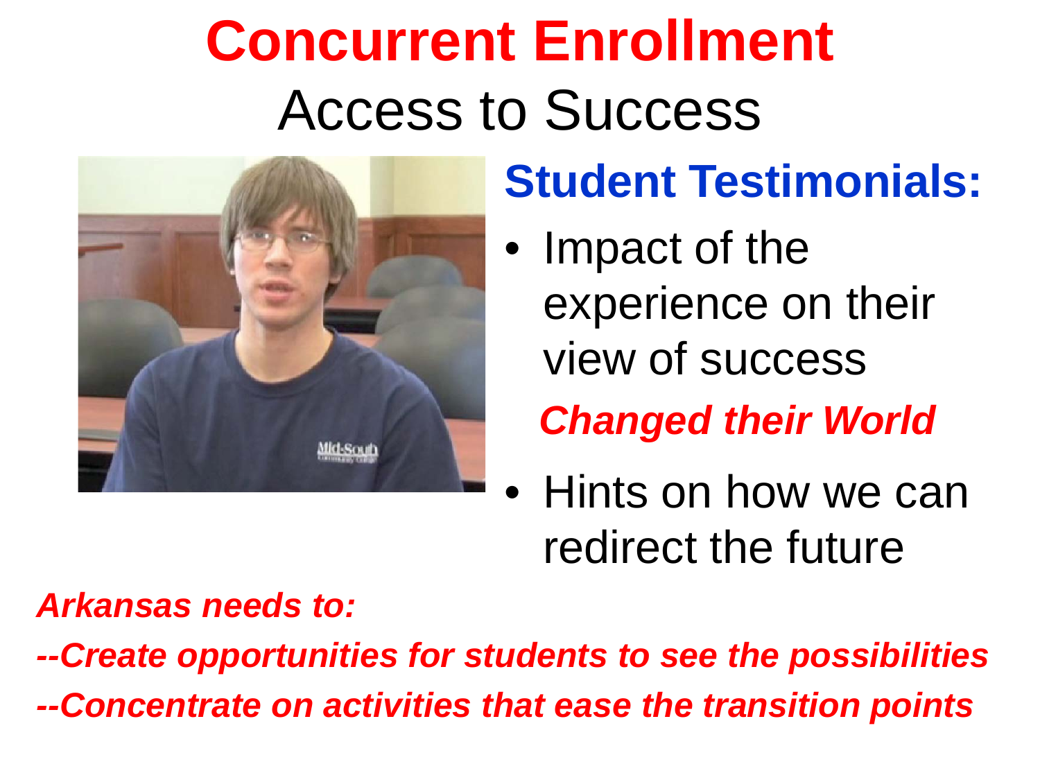# Concurrent Enrollment

## Access to Success

### Student Testimonials:

- Impact of the experience on their view of success

  ***Changed their World***

- Hints on how we can redirect the future

***Arkansas needs to:***

***--Create opportunities for students to see the possibilities***

***--Concentrate on activities that ease the transition points***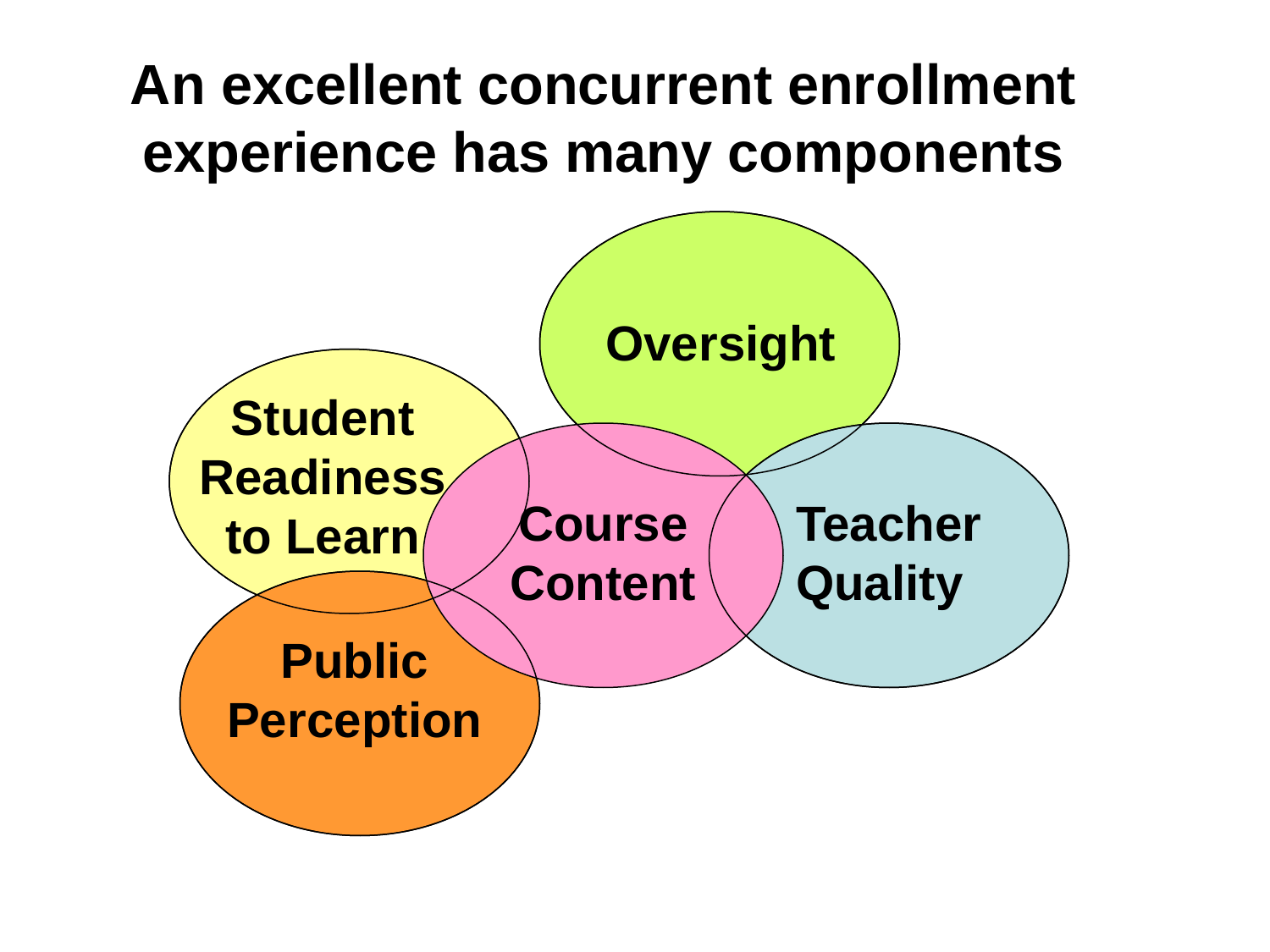# An excellent concurrent enrollment experience has many components

- Oversight
- Student Readiness to Learn
- Course Content
- Teacher Quality
- Public Perception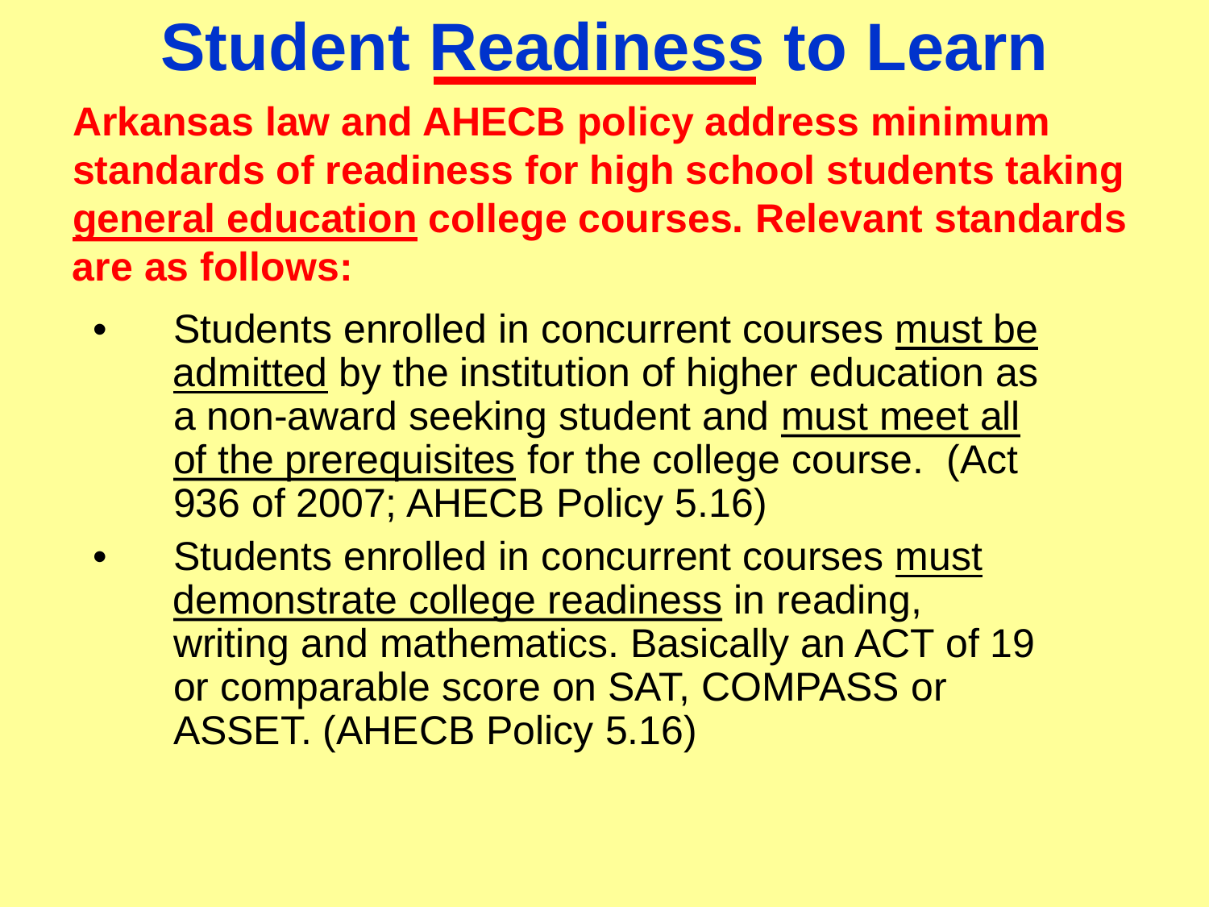# Student Readiness to Learn

**Arkansas law and AHECB policy address minimum standards of readiness for high school students taking general education college courses. Relevant standards are as follows:**

- Students enrolled in concurrent courses must be admitted by the institution of higher education as a non-award seeking student and must meet all of the prerequisites for the college course. (Act 936 of 2007; AHECB Policy 5.16)
- Students enrolled in concurrent courses must demonstrate college readiness in reading, writing and mathematics. Basically an ACT of 19 or comparable score on SAT, COMPASS or ASSET. (AHECB Policy 5.16)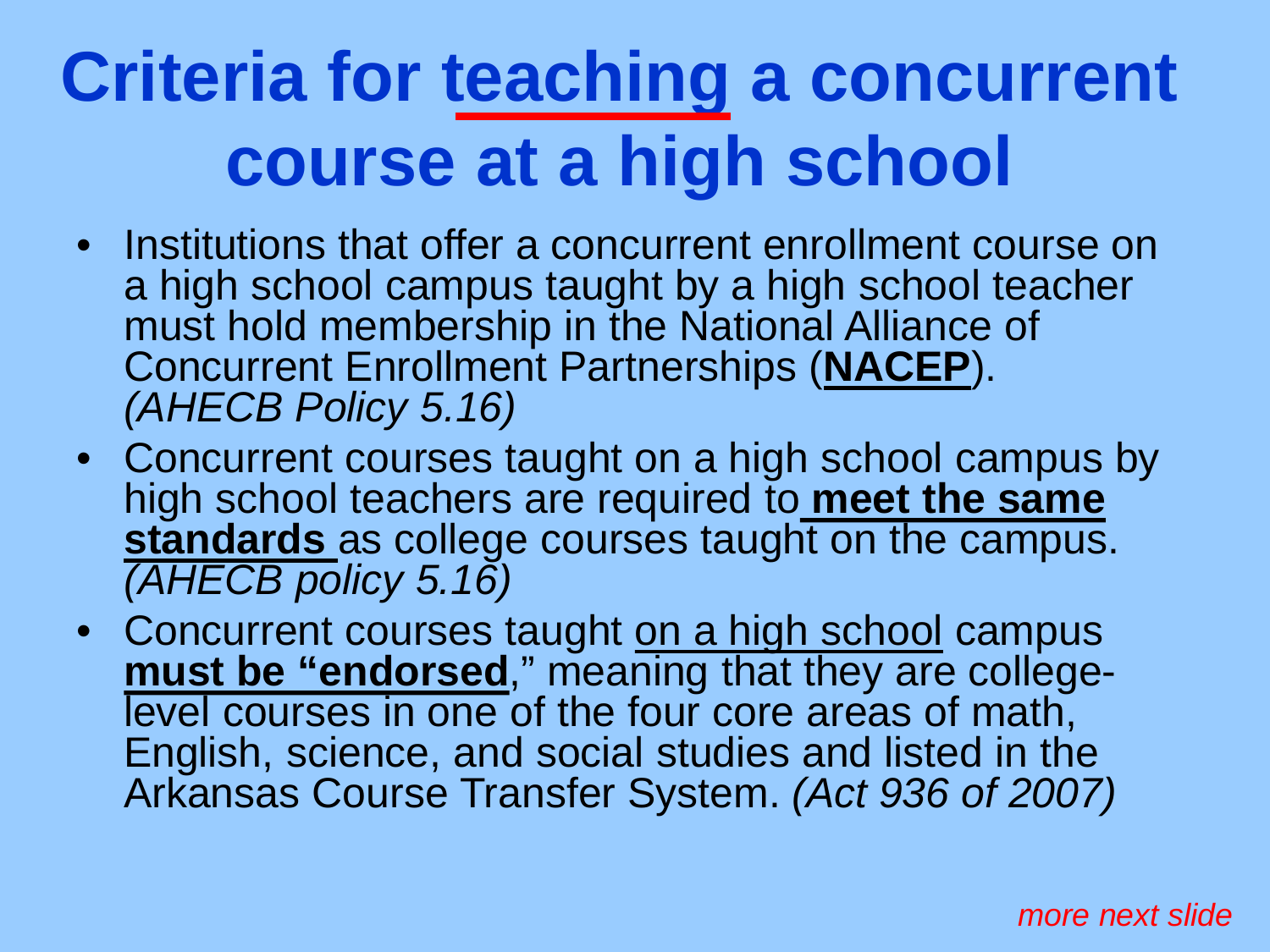# Criteria for teaching a concurrent course at a high school

- Institutions that offer a concurrent enrollment course on a high school campus taught by a high school teacher must hold membership in the National Alliance of Concurrent Enrollment Partnerships (**NACEP**). *(AHECB Policy 5.16)*
- Concurrent courses taught on a high school campus by high school teachers are required to **meet the same standards** as college courses taught on the campus. *(AHECB policy 5.16)*
- Concurrent courses taught on a high school campus **must be "endorsed**," meaning that they are college-level courses in one of the four core areas of math, English, science, and social studies and listed in the Arkansas Course Transfer System. *(Act 936 of 2007)*

*more next slide*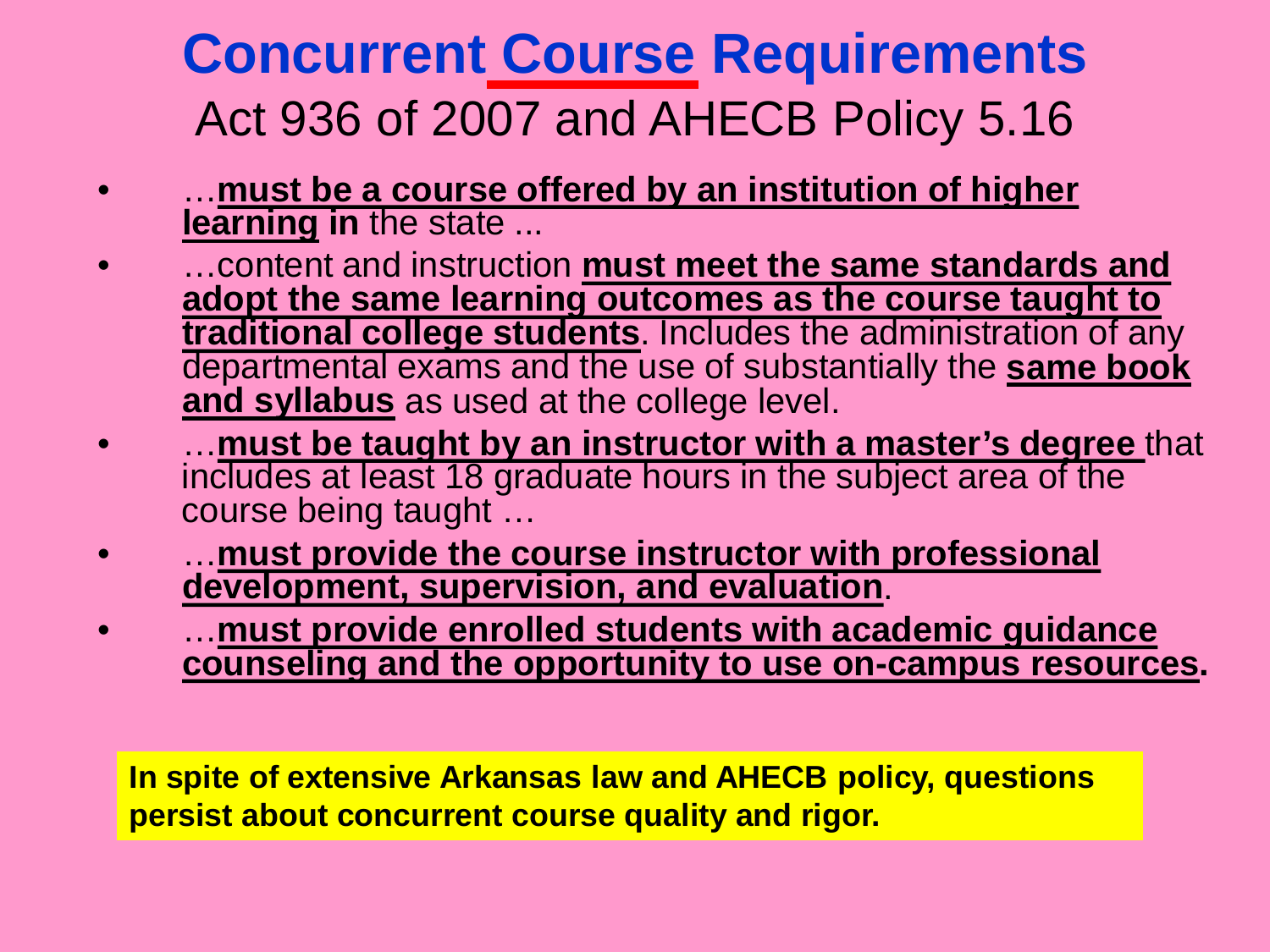# Concurrent Course Requirements

## Act 936 of 2007 and AHECB Policy 5.16

- …**must be a course offered by an institution of higher learning in** the state ...
- …content and instruction **must meet the same standards and adopt the same learning outcomes as the course taught to traditional college students**. Includes the administration of any departmental exams and the use of substantially the **same book and syllabus** as used at the college level.
- …**must be taught by an instructor with a master's degree** that includes at least 18 graduate hours in the subject area of the course being taught …
- …**must provide the course instructor with professional development, supervision, and evaluation**.
- …**must provide enrolled students with academic guidance counseling and the opportunity to use on-campus resources.**

**In spite of extensive Arkansas law and AHECB policy, questions persist about concurrent course quality and rigor.**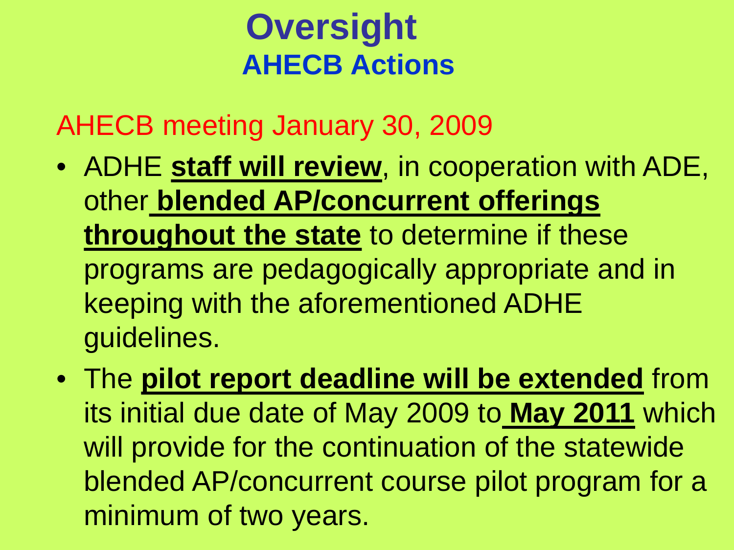# Oversight

## AHECB Actions

AHECB meeting January 30, 2009

- ADHE **staff will review**, in cooperation with ADE, other **blended AP/concurrent offerings throughout the state** to determine if these programs are pedagogically appropriate and in keeping with the aforementioned ADHE guidelines.
- The **pilot report deadline will be extended** from its initial due date of May 2009 to **May 2011** which will provide for the continuation of the statewide blended AP/concurrent course pilot program for a minimum of two years.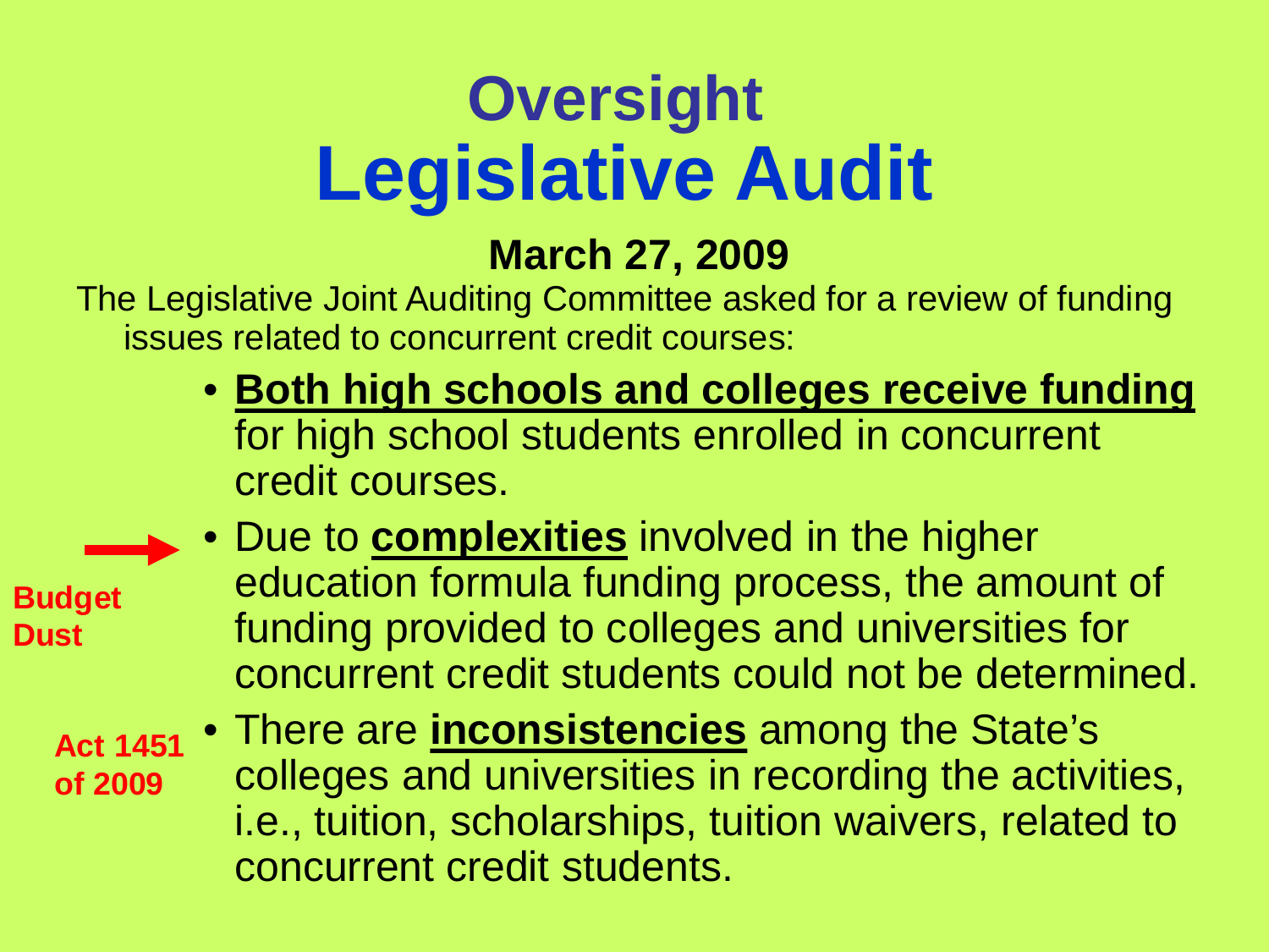# Oversight

# Legislative Audit

**March 27, 2009**

The Legislative Joint Auditing Committee asked for a review of funding issues related to concurrent credit courses:

- **Both high schools and colleges receive funding** for high school students enrolled in concurrent credit courses.
- Due to **complexities** involved in the higher education formula funding process, the amount of funding provided to colleges and universities for concurrent credit students could not be determined.
- There are **inconsistencies** among the State's colleges and universities in recording the activities, i.e., tuition, scholarships, tuition waivers, related to concurrent credit students.

**Budget Dust**

**Act 1451 of 2009**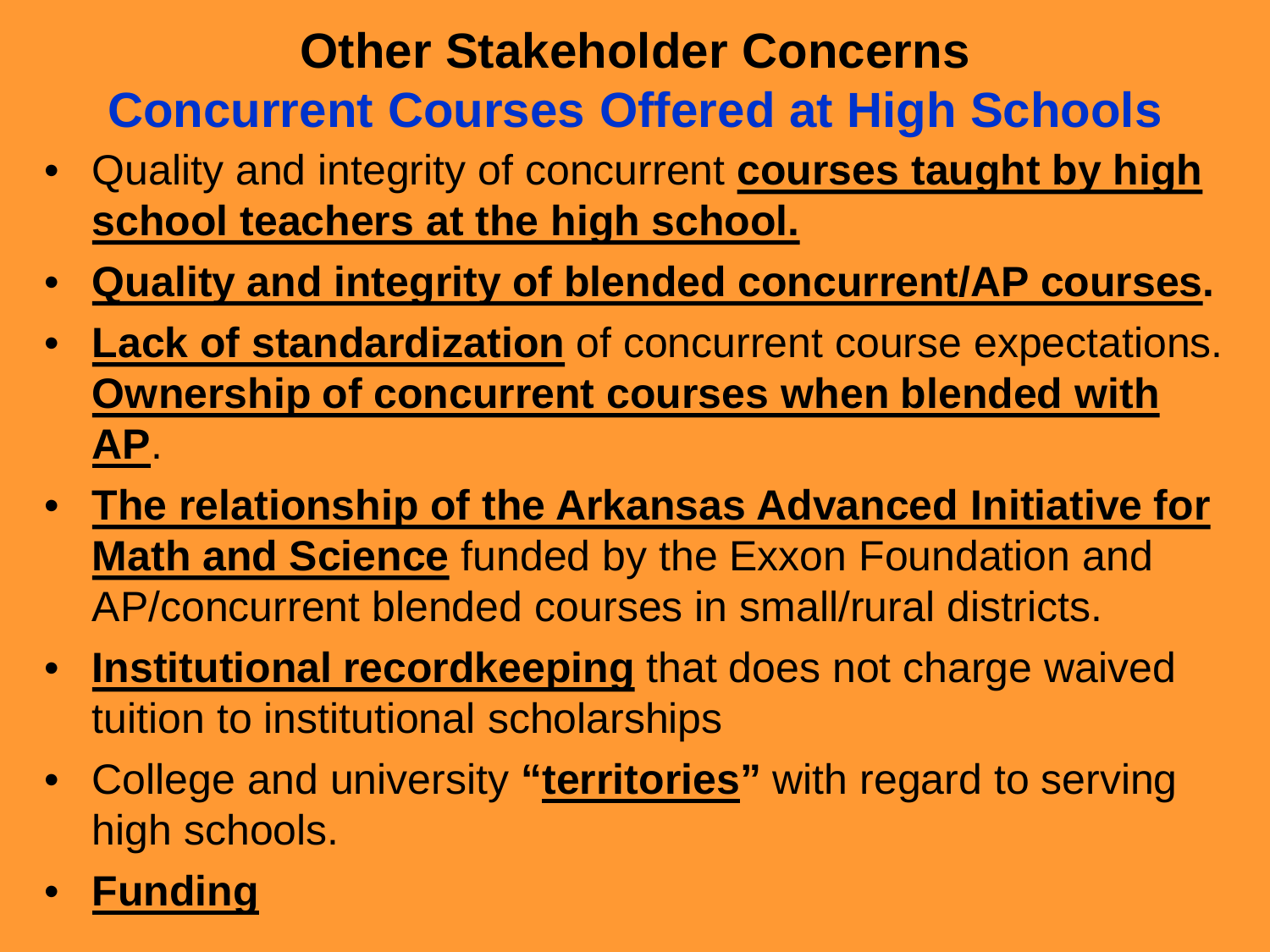# Other Stakeholder Concerns

## Concurrent Courses Offered at High Schools

- Quality and integrity of concurrent **courses taught by high school teachers at the high school.**
- **Quality and integrity of blended concurrent/AP courses.**
- **Lack of standardization** of concurrent course expectations. **Ownership of concurrent courses when blended with AP**.
- **The relationship of the Arkansas Advanced Initiative for Math and Science** funded by the Exxon Foundation and AP/concurrent blended courses in small/rural districts.
- **Institutional recordkeeping** that does not charge waived tuition to institutional scholarships
- College and university **"territories"** with regard to serving high schools.
- **Funding**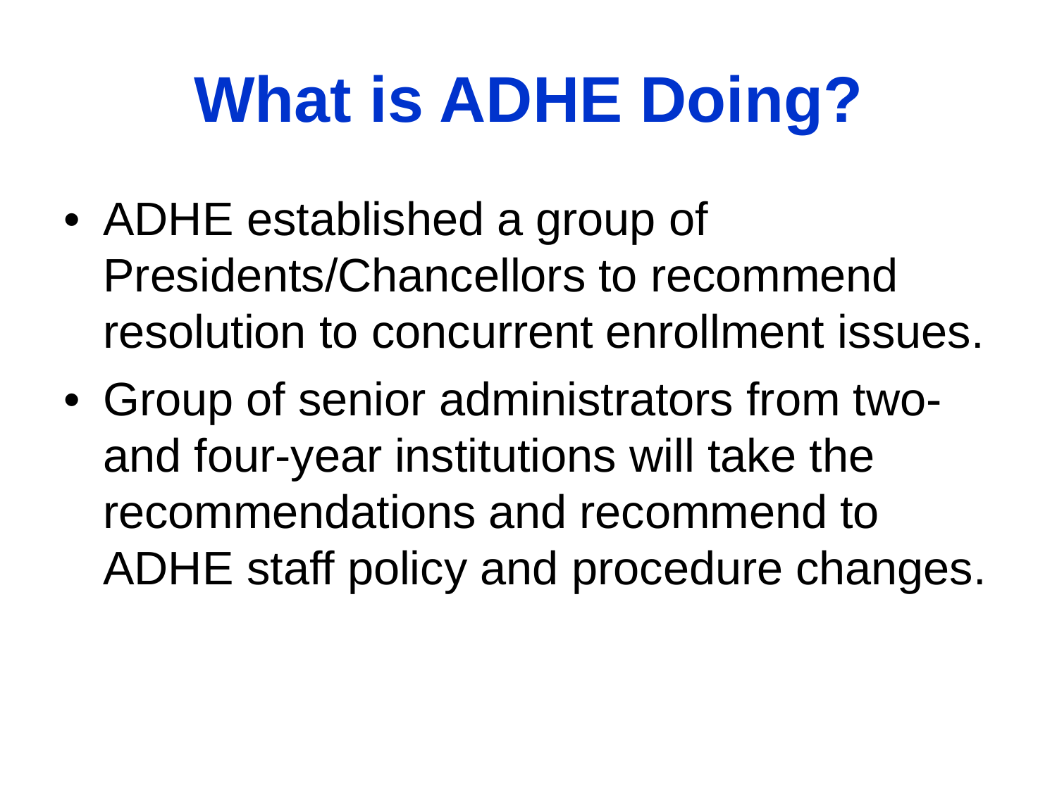# What is ADHE Doing?

- ADHE established a group of Presidents/Chancellors to recommend resolution to concurrent enrollment issues.
- Group of senior administrators from two- and four-year institutions will take the recommendations and recommend to ADHE staff policy and procedure changes.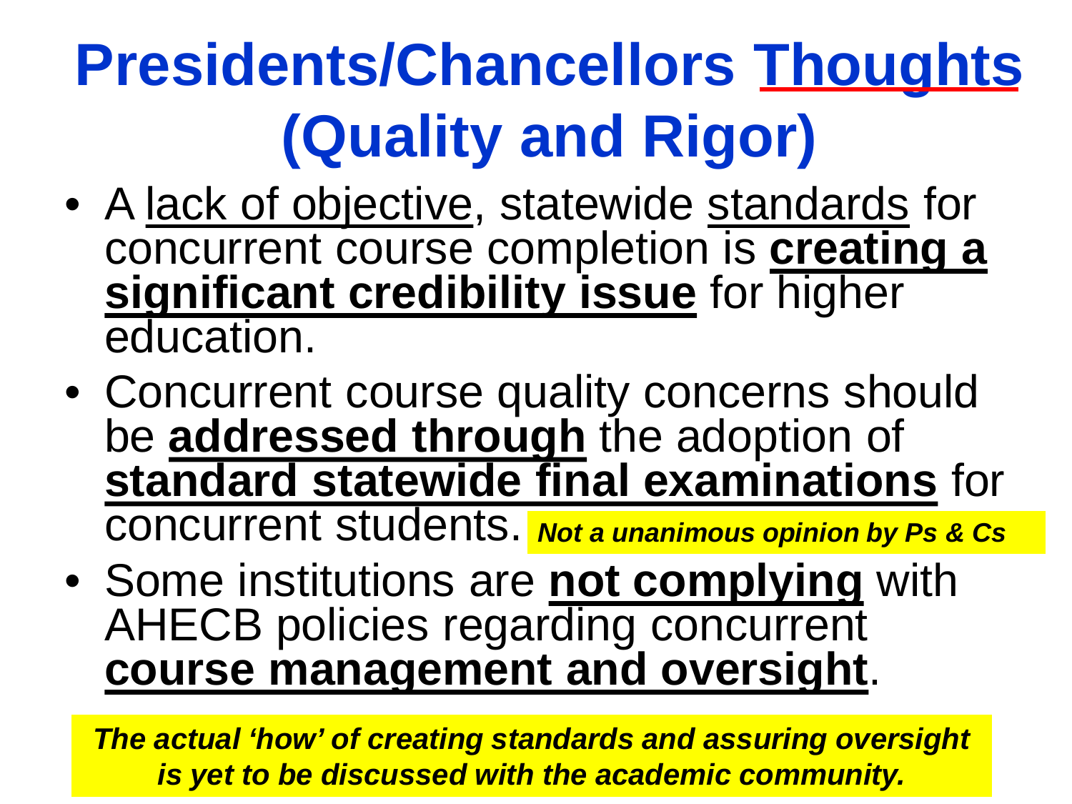# Presidents/Chancellors Thoughts (Quality and Rigor)

- A lack of objective, statewide standards for concurrent course completion is **creating a significant credibility issue** for higher education.
- Concurrent course quality concerns should be **addressed through** the adoption of **standard statewide final examinations** for concurrent students. ***Not a unanimous opinion by Ps & Cs***
- Some institutions are **not complying** with AHECB policies regarding concurrent **course management and oversight**.

***The actual 'how' of creating standards and assuring oversight is yet to be discussed with the academic community.***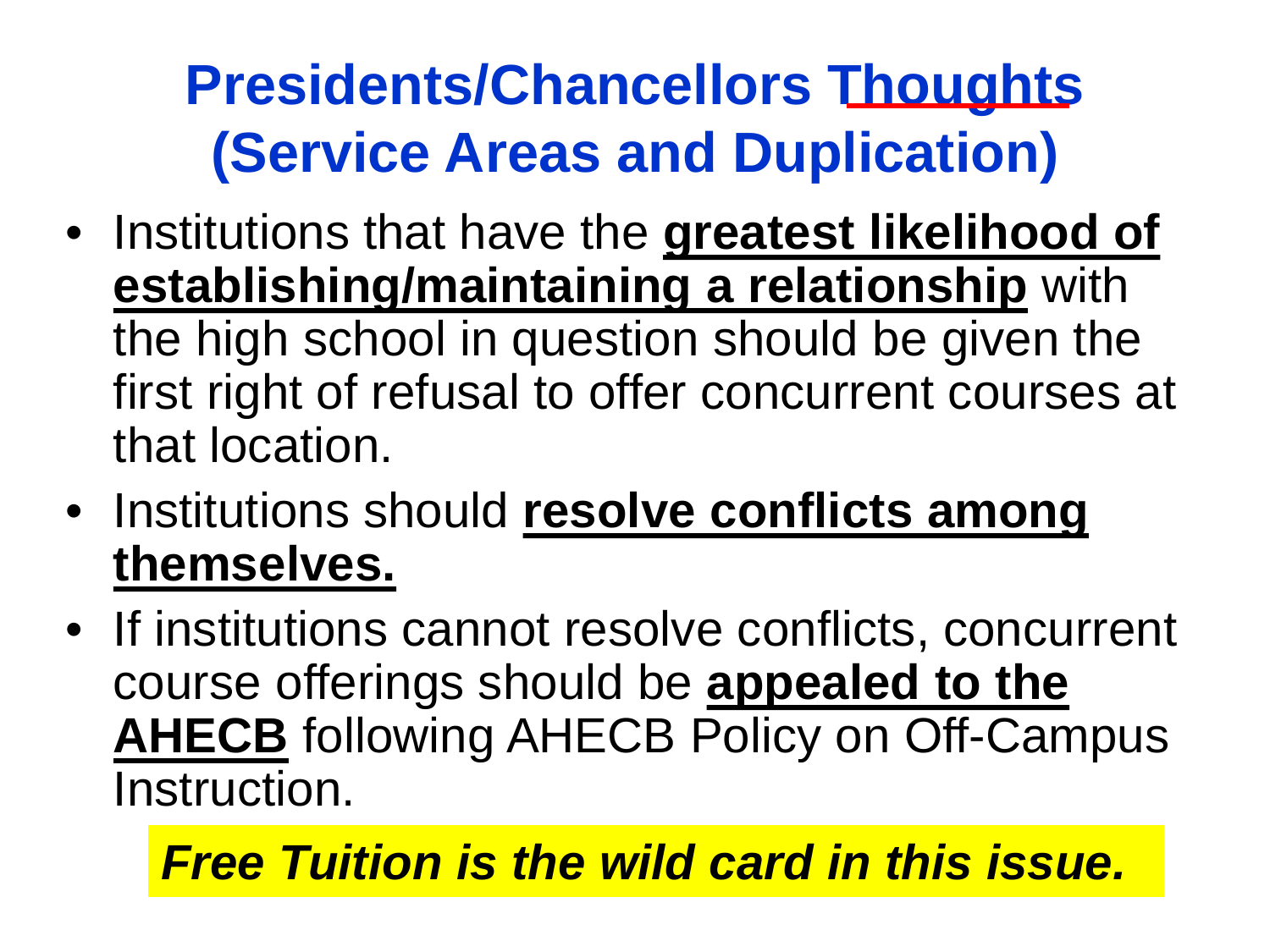# Presidents/Chancellors Thoughts (Service Areas and Duplication)

- Institutions that have the **greatest likelihood of establishing/maintaining a relationship** with the high school in question should be given the first right of refusal to offer concurrent courses at that location.
- Institutions should **resolve conflicts among themselves.**
- If institutions cannot resolve conflicts, concurrent course offerings should be **appealed to the AHECB** following AHECB Policy on Off-Campus Instruction.

***Free Tuition is the wild card in this issue.***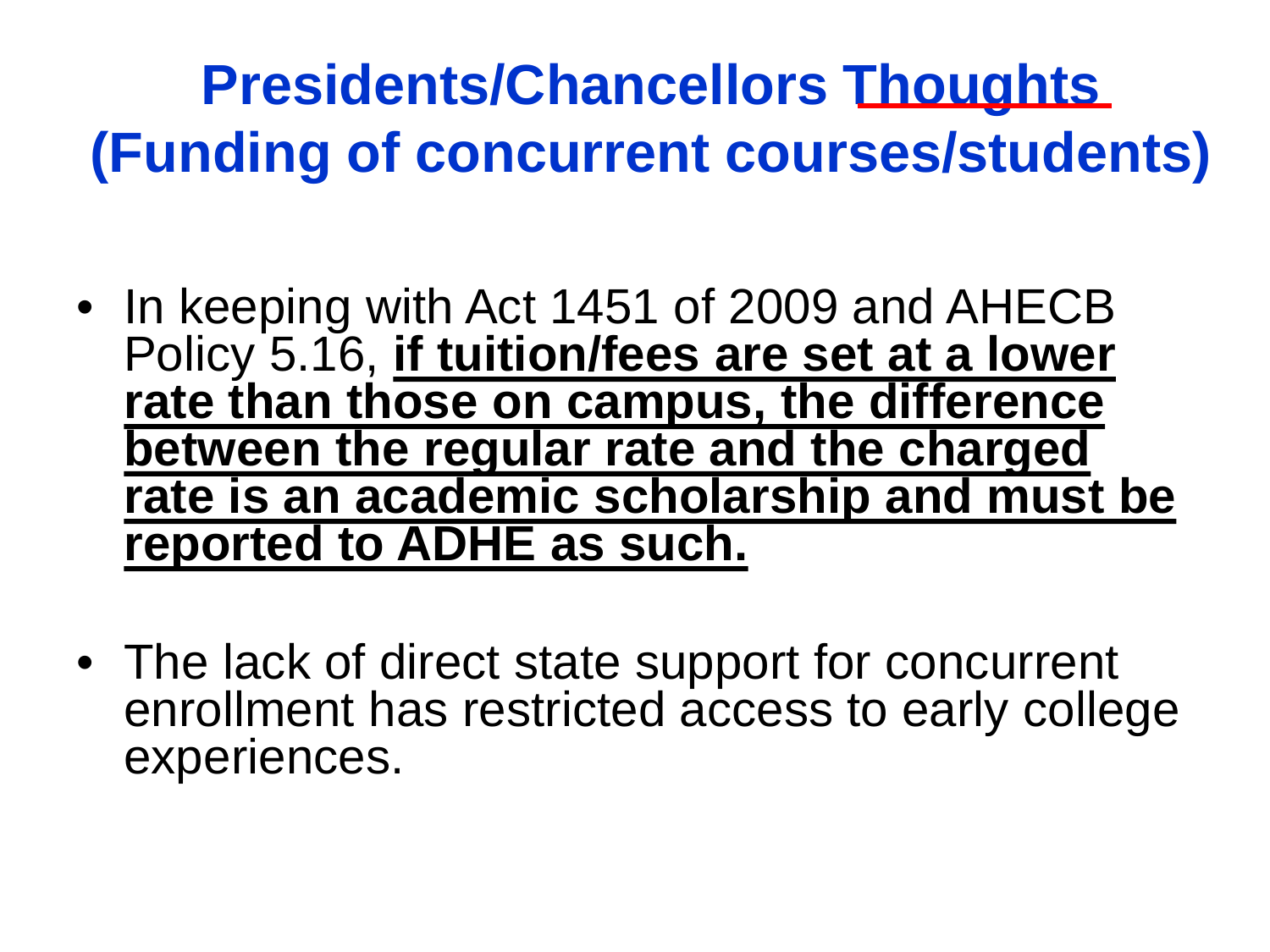# Presidents/Chancellors Thoughts (Funding of concurrent courses/students)

- In keeping with Act 1451 of 2009 and AHECB Policy 5.16, **if tuition/fees are set at a lower rate than those on campus, the difference between the regular rate and the charged rate is an academic scholarship and must be reported to ADHE as such.**

- The lack of direct state support for concurrent enrollment has restricted access to early college experiences.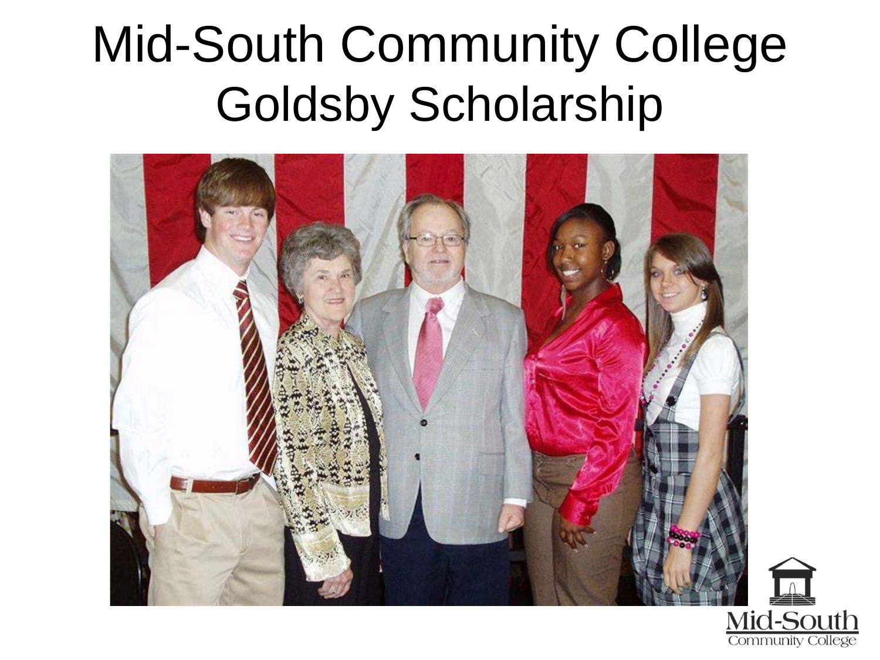# Mid-South Community College
## Goldsby Scholarship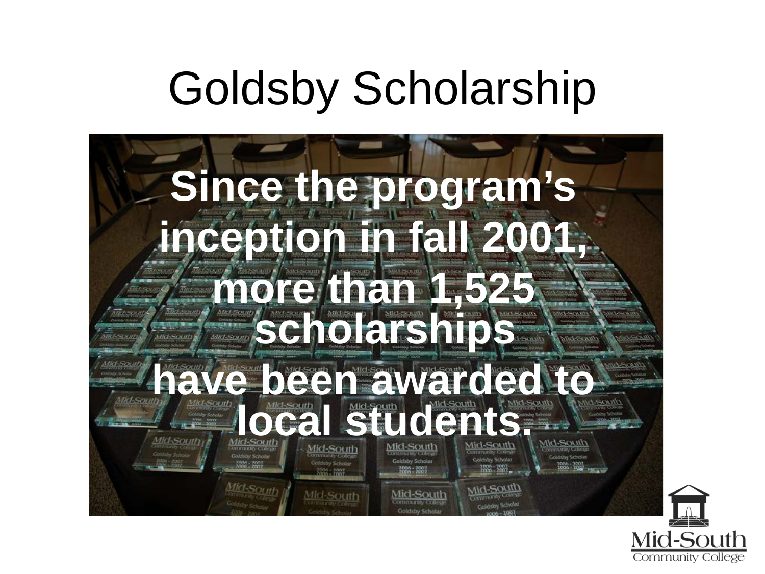# Goldsby Scholarship

**Since the program's inception in fall 2001, more than 1,525 scholarships have been awarded to local students.**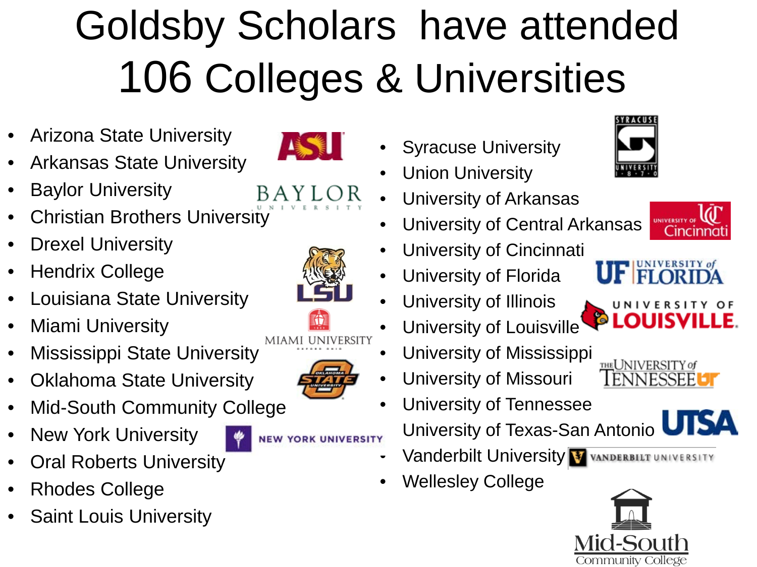# Goldsby Scholars have attended 106 Colleges & Universities

- Arizona State University
- Arkansas State University
- Baylor University
- Christian Brothers University
- Drexel University
- Hendrix College
- Louisiana State University
- Miami University
- Mississippi State University
- Oklahoma State University
- Mid-South Community College
- New York University
- Oral Roberts University
- Rhodes College
- Saint Louis University
- Syracuse University
- Union University
- University of Arkansas
- University of Central Arkansas
- University of Cincinnati
- University of Florida
- University of Illinois
- University of Louisville
- University of Mississippi
- University of Missouri
- University of Tennessee
- University of Texas-San Antonio
- Vanderbilt University
- Wellesley College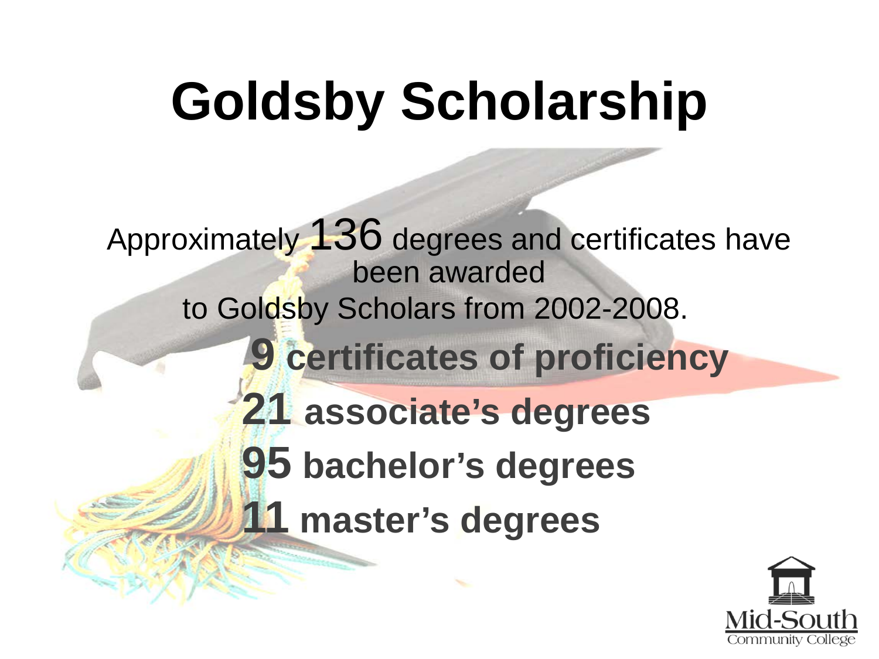# Goldsby Scholarship

Approximately 136 degrees and certificates have been awarded to Goldsby Scholars from 2002-2008.

**9 certificates of proficiency**

**21 associate's degrees**

**95 bachelor's degrees**

**11 master's degrees**

Mid-South Community College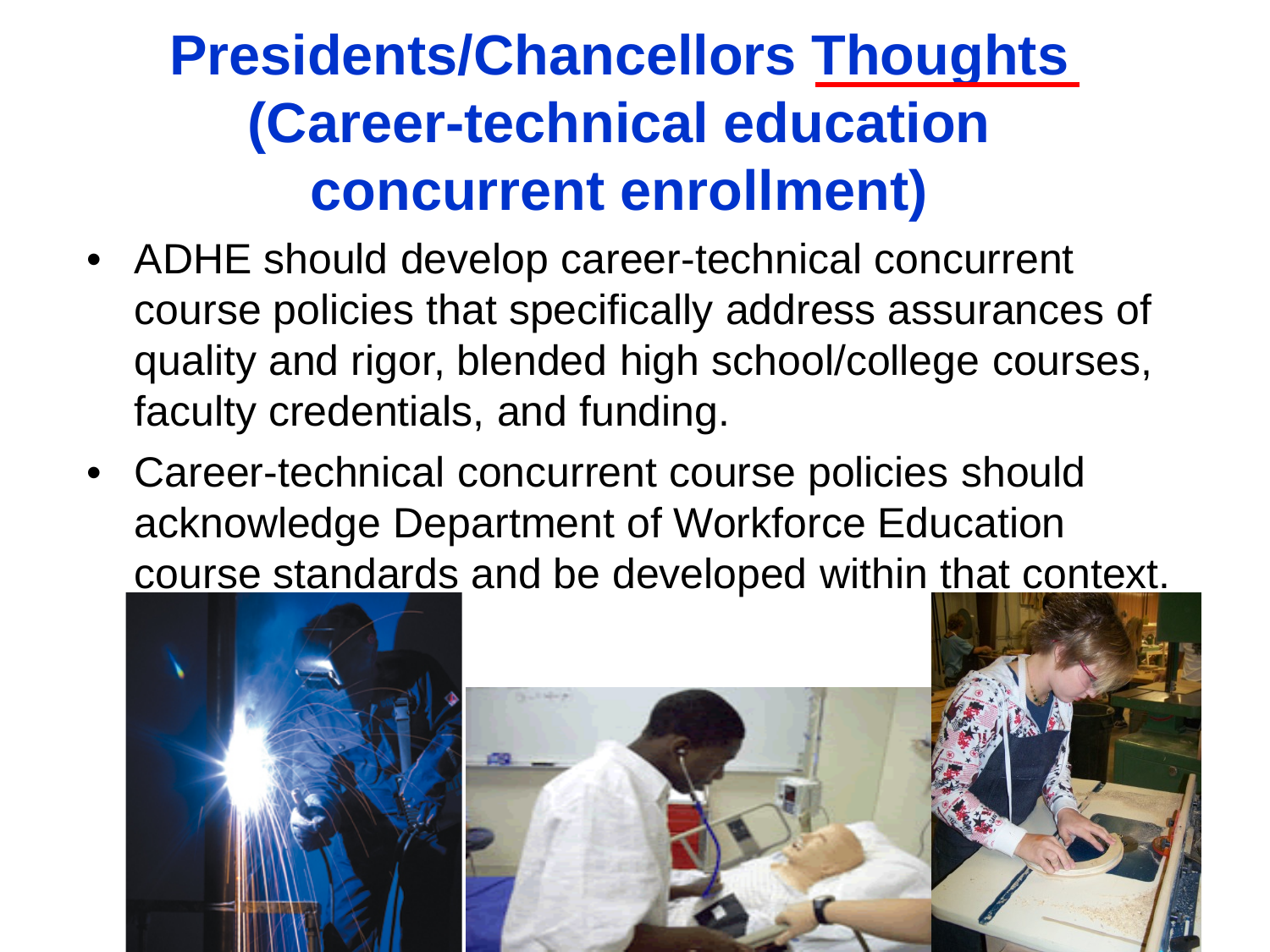# Presidents/Chancellors Thoughts (Career-technical education concurrent enrollment)

- ADHE should develop career-technical concurrent course policies that specifically address assurances of quality and rigor, blended high school/college courses, faculty credentials, and funding.
- Career-technical concurrent course policies should acknowledge Department of Workforce Education course standards and be developed within that context.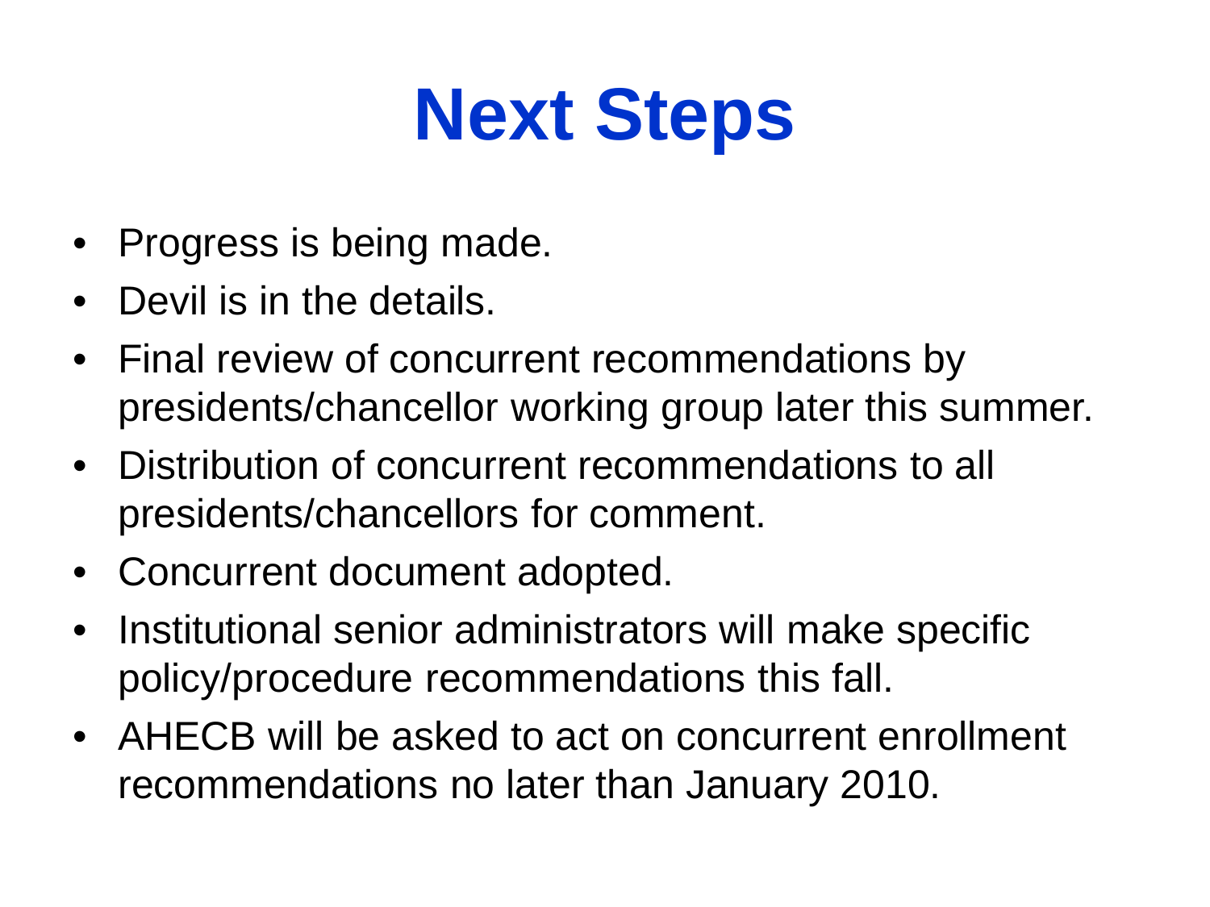# Next Steps

- Progress is being made.
- Devil is in the details.
- Final review of concurrent recommendations by presidents/chancellor working group later this summer.
- Distribution of concurrent recommendations to all presidents/chancellors for comment.
- Concurrent document adopted.
- Institutional senior administrators will make specific policy/procedure recommendations this fall.
- AHECB will be asked to act on concurrent enrollment recommendations no later than January 2010.